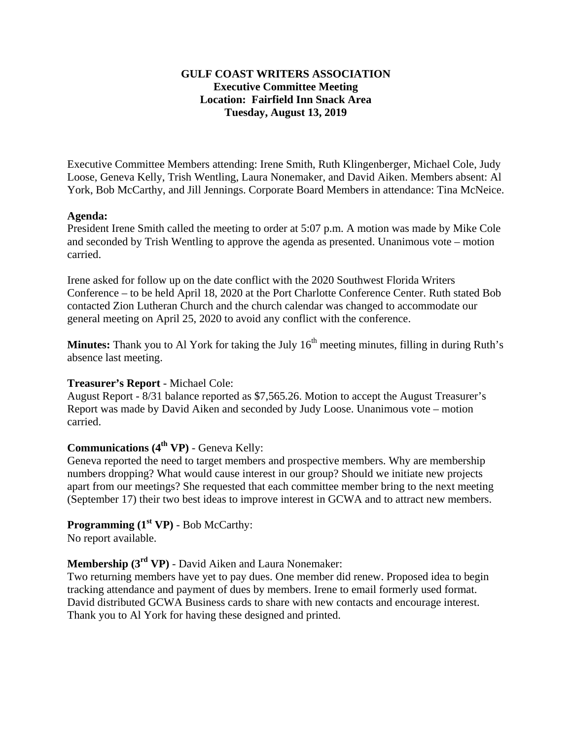**GULF COAST WRITERS ASSOCIATION**
**Executive Committee Meeting**
**Location: Fairfield Inn Snack Area**
**Tuesday, August 13, 2019**

Executive Committee Members attending: Irene Smith, Ruth Klingenberger, Michael Cole, Judy Loose, Geneva Kelly, Trish Wentling, Laura Nonemaker, and David Aiken. Members absent: Al York, Bob McCarthy, and Jill Jennings. Corporate Board Members in attendance: Tina McNeice.

**Agenda:**
President Irene Smith called the meeting to order at 5:07 p.m. A motion was made by Mike Cole and seconded by Trish Wentling to approve the agenda as presented. Unanimous vote – motion carried.

Irene asked for follow up on the date conflict with the 2020 Southwest Florida Writers Conference – to be held April 18, 2020 at the Port Charlotte Conference Center. Ruth stated Bob contacted Zion Lutheran Church and the church calendar was changed to accommodate our general meeting on April 25, 2020 to avoid any conflict with the conference.

**Minutes:** Thank you to Al York for taking the July 16th meeting minutes, filling in during Ruth's absence last meeting.

**Treasurer's Report** - Michael Cole:
August Report - 8/31 balance reported as $7,565.26. Motion to accept the August Treasurer's Report was made by David Aiken and seconded by Judy Loose. Unanimous vote – motion carried.

**Communications (4th VP)** - Geneva Kelly:
Geneva reported the need to target members and prospective members. Why are membership numbers dropping? What would cause interest in our group? Should we initiate new projects apart from our meetings? She requested that each committee member bring to the next meeting (September 17) their two best ideas to improve interest in GCWA and to attract new members.

**Programming (1st VP)** - Bob McCarthy:
No report available.

**Membership (3rd VP)** - David Aiken and Laura Nonemaker:
Two returning members have yet to pay dues. One member did renew. Proposed idea to begin tracking attendance and payment of dues by members. Irene to email formerly used format. David distributed GCWA Business cards to share with new contacts and encourage interest. Thank you to Al York for having these designed and printed.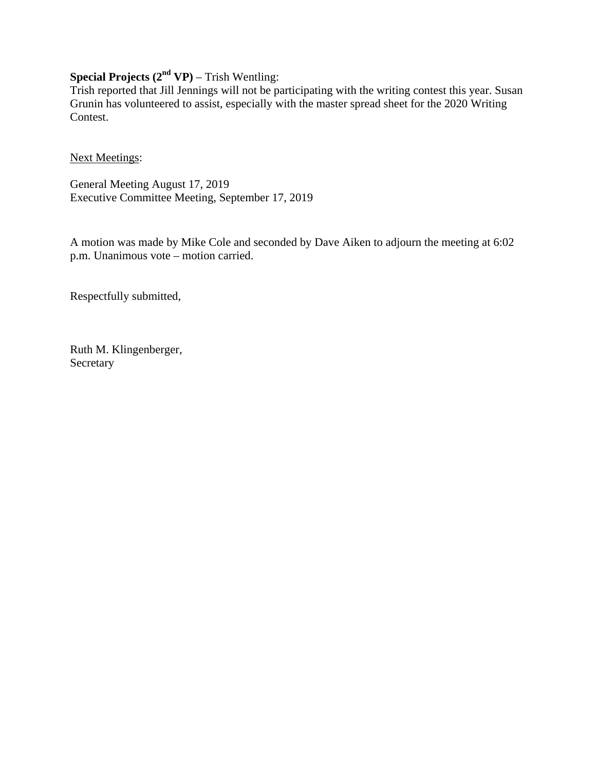**Special Projects (2nd VP)** – Trish Wentling:
Trish reported that Jill Jennings will not be participating with the writing contest this year. Susan Grunin has volunteered to assist, especially with the master spread sheet for the 2020 Writing Contest.

Next Meetings:

General Meeting August 17, 2019
Executive Committee Meeting, September 17, 2019

A motion was made by Mike Cole and seconded by Dave Aiken to adjourn the meeting at 6:02 p.m. Unanimous vote – motion carried.

Respectfully submitted,

Ruth M. Klingenberger,
Secretary